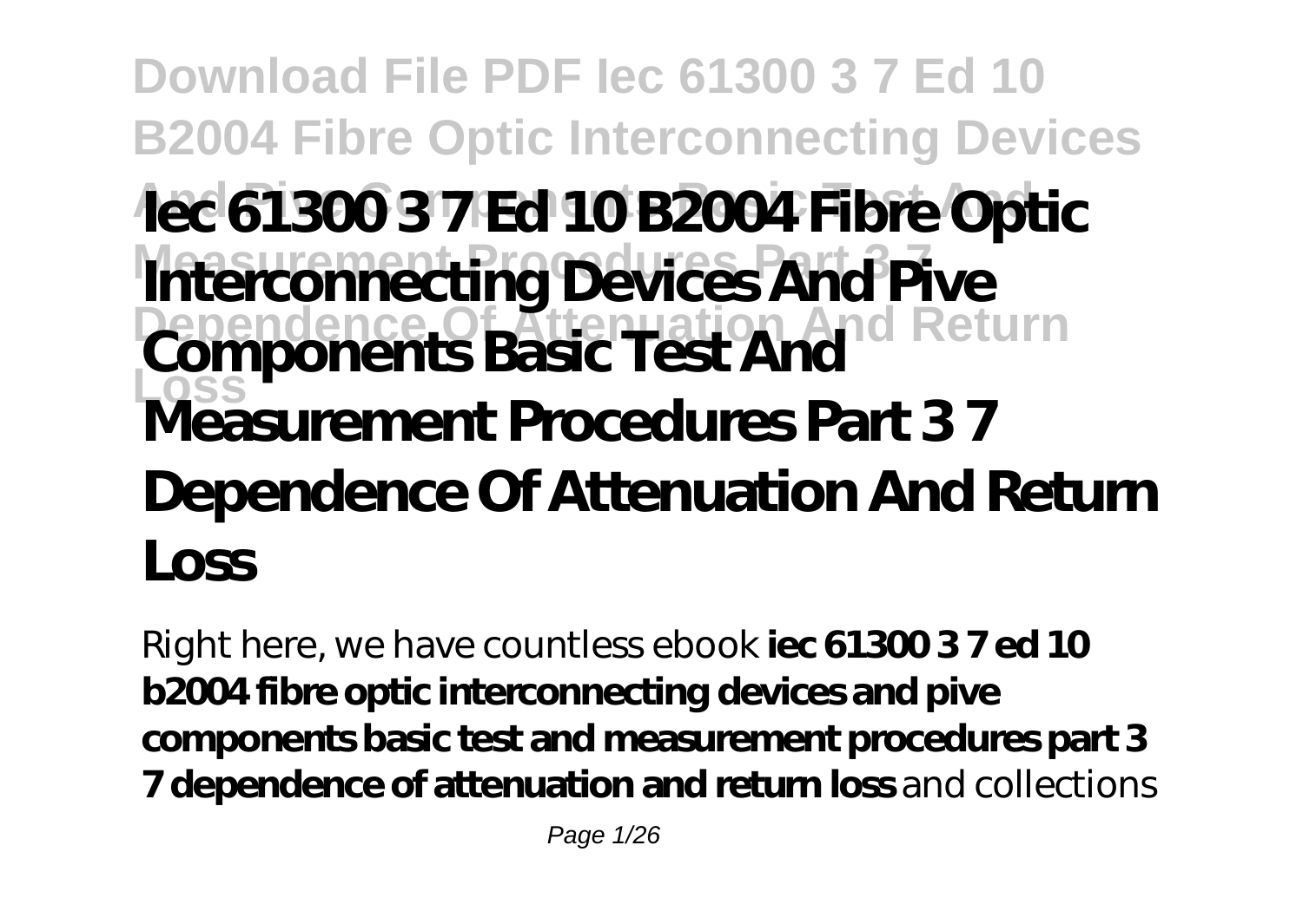# Iec 61300 3 7 Ed 10 B2004 Fibre Optic Interconnecting Devices And Pive Components Basic Test And Measurement Procedures Part 3 7 Dependence Of Attenuation And Return Loss

Right here, we have countless ebook **iec 61300 3 7 ed 10 b2004 fibre optic interconnecting devices and pive components basic test and measurement procedures part 3 7 dependence of attenuation and return loss** and collections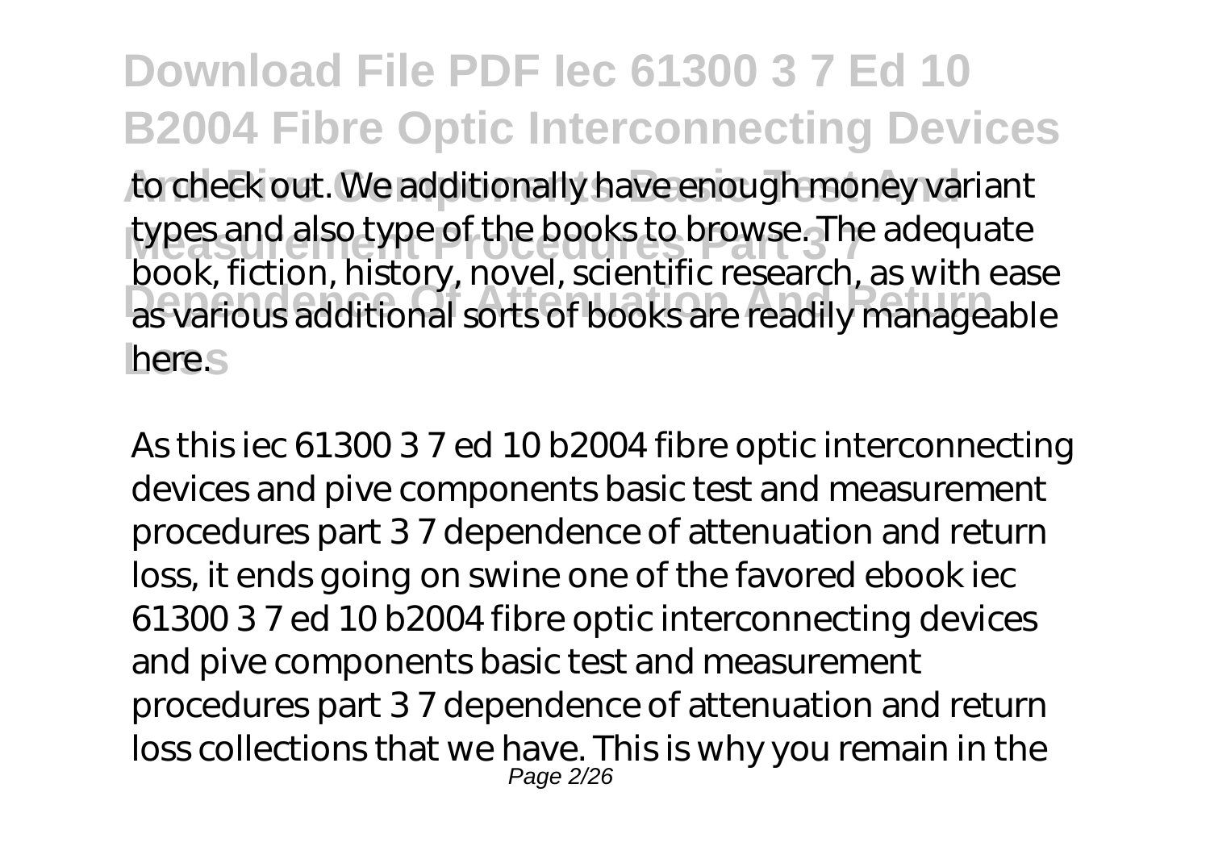to check out. We additionally have enough money variant types and also type of the books to browse. The adequate book, fiction, history, novel, scientific research, as with ease as various additional sorts of books are readily manageable here.

As this iec 61300 3 7 ed 10 b2004 fibre optic interconnecting devices and pive components basic test and measurement procedures part 3 7 dependence of attenuation and return loss, it ends going on swine one of the favored ebook iec 61300 3 7 ed 10 b2004 fibre optic interconnecting devices and pive components basic test and measurement procedures part 3 7 dependence of attenuation and return loss collections that we have. This is why you remain in the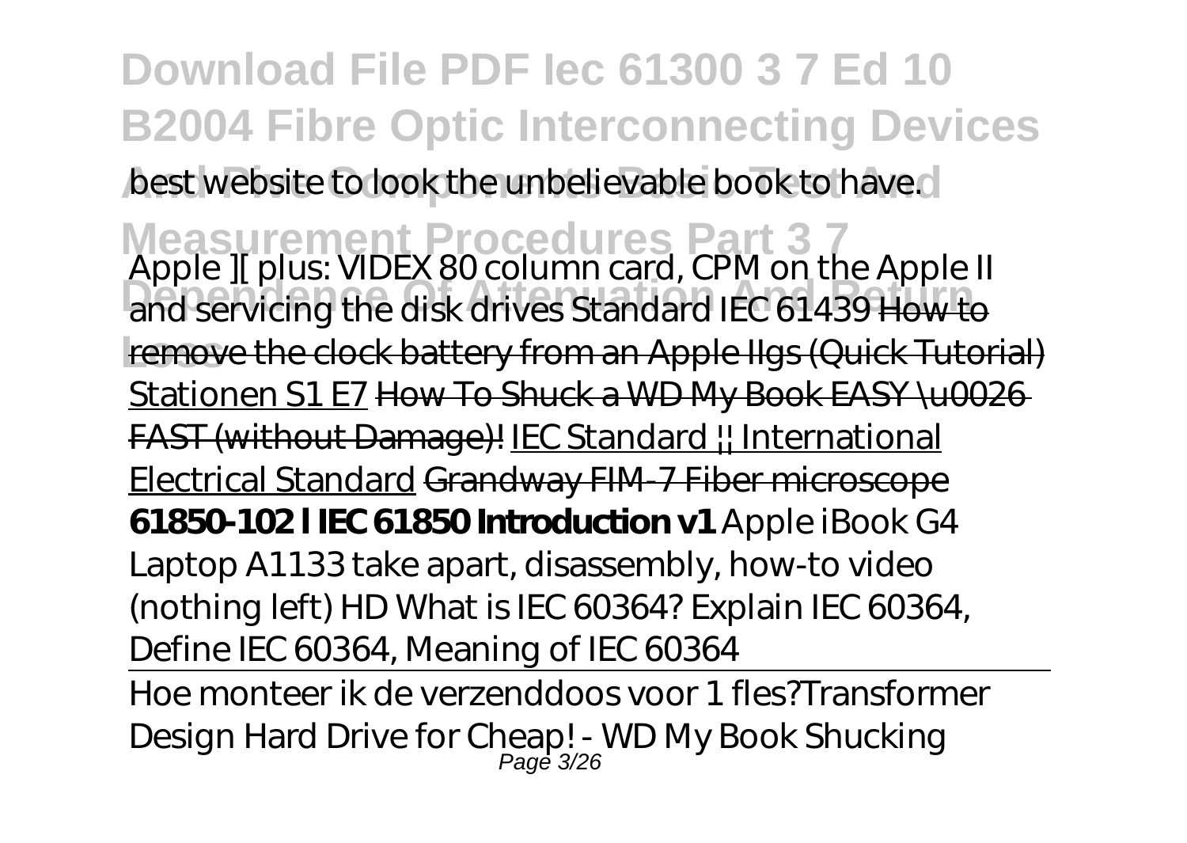best website to look the unbelievable book to have.

*Apple ][ plus: VIDEX 80 column card, CPM on the Apple II and servicing the disk drives* *Standard IEC 61439* ~~How to remove the clock battery from an Apple IIgs (Quick Tutorial)~~ Stationen S1 E7 ~~How To Shuck a WD My Book EASY \u0026 FAST (without Damage)!~~ IEC Standard || International Electrical Standard ~~Grandway FIM-7 Fiber microscope~~ **61850-102 l IEC 61850 Introduction v1** *Apple iBook G4 Laptop A1133 take apart, disassembly, how-to video (nothing left) HD* *What is IEC 60364? Explain IEC 60364, Define IEC 60364, Meaning of IEC 60364*

Hoe monteer ik de verzenddoos voor 1 fles?*Transformer Design* *Hard Drive for Cheap! - WD My Book Shucking*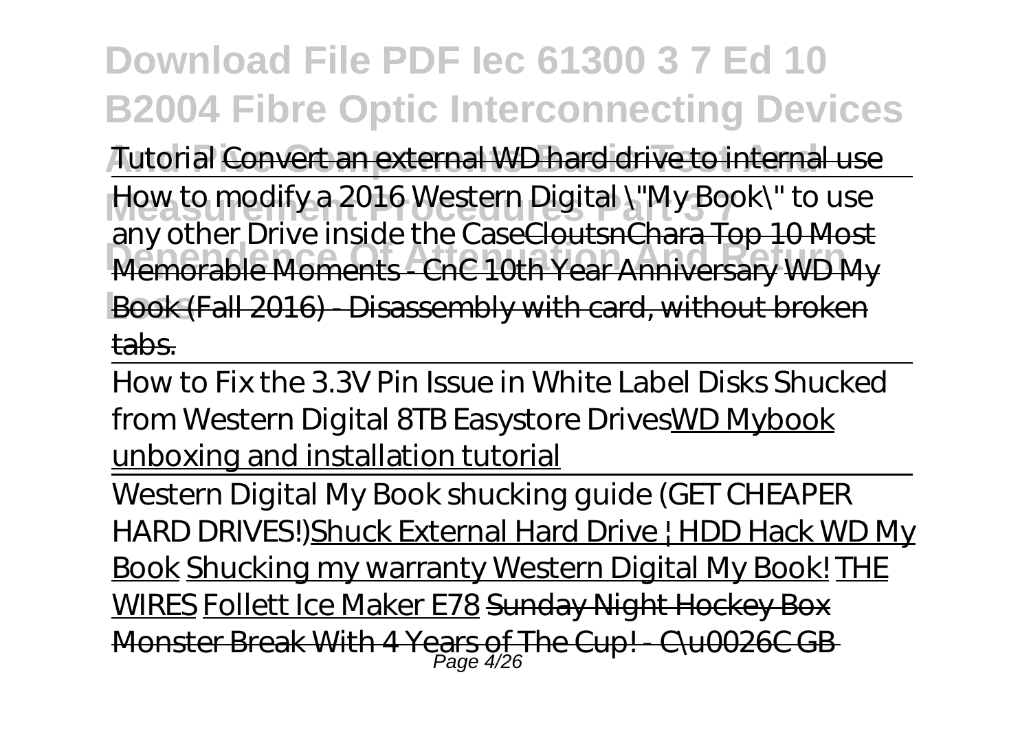Tutorial Convert an external WD hard drive to internal use

How to modify a 2016 Western Digital \"My Book\" to use any other Drive inside the CaseCloutsnChara Top 10 Most Memorable Moments - CnC 10th Year Anniversary WD My Book (Fall 2016) - Disassembly with card, without broken tabs.

How to Fix the 3.3V Pin Issue in White Label Disks Shucked from Western Digital 8TB Easystore DrivesWD Mybook unboxing and installation tutorial

Western Digital My Book shucking guide (GET CHEAPER HARD DRIVES!)Shuck External Hard Drive | HDD Hack WD My Book Shucking my warranty Western Digital My Book! THE WIRES Follett Ice Maker E78 Sunday Night Hockey Box Monster Break With 4 Years of The Cup! - C\u0026C GB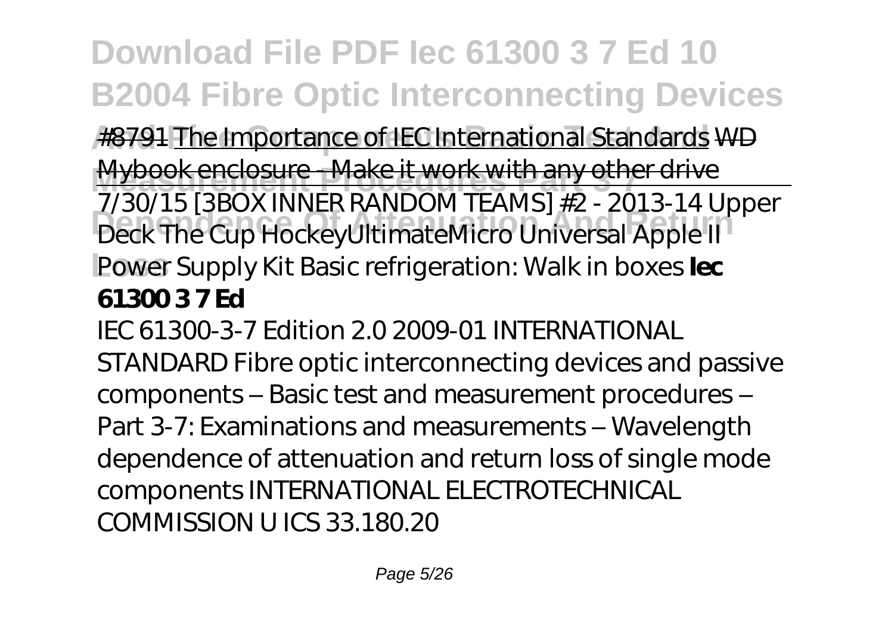#8791 The Importance of IEC International Standards WD Mybook enclosure - Make it work with any other drive

7/30/15 [3BOX INNER RANDOM TEAMS] #2 - 2013-14 Upper Deck The Cup Hockey*UltimateMicro Universal Apple II Power Supply Kit Basic refrigeration: Walk in boxes* **Iec 61300 3 7 Ed**

IEC 61300-3-7 Edition 2.0 2009-01 INTERNATIONAL STANDARD Fibre optic interconnecting devices and passive components – Basic test and measurement procedures – Part 3-7: Examinations and measurements – Wavelength dependence of attenuation and return loss of single mode components INTERNATIONAL ELECTROTECHNICAL COMMISSION U ICS 33.180.20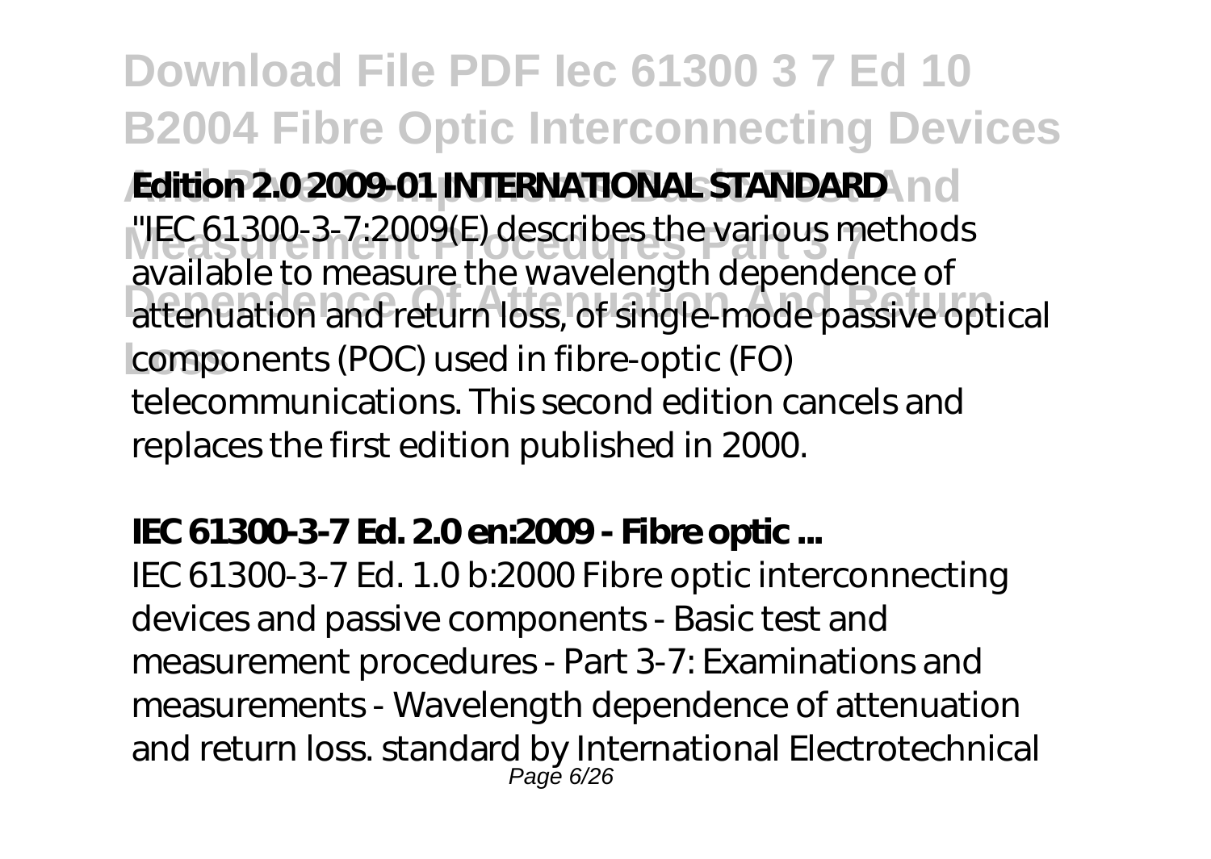**Edition 2.0 2009-01 INTERNATIONAL STANDARD**

"IEC 61300-3-7:2009(E) describes the various methods available to measure the wavelength dependence of attenuation and return loss, of single-mode passive optical components (POC) used in fibre-optic (FO) telecommunications. This second edition cancels and replaces the first edition published in 2000.

**IEC 61300-3-7 Ed. 2.0 en:2009 - Fibre optic ...**

IEC 61300-3-7 Ed. 1.0 b:2000 Fibre optic interconnecting devices and passive components - Basic test and measurement procedures - Part 3-7: Examinations and measurements - Wavelength dependence of attenuation and return loss. standard by International Electrotechnical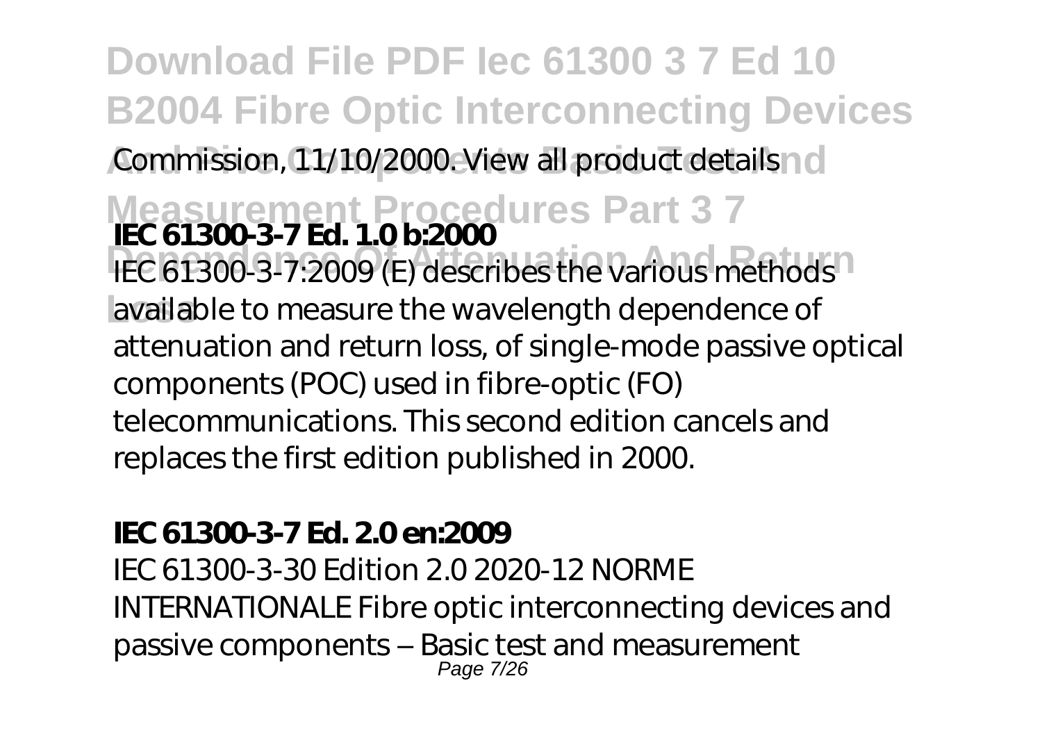Commission, 11/10/2000. View all product details

**IEC 61300-3-7 Ed. 1.0 b:2000**

IEC 61300-3-7:2009 (E) describes the various methods available to measure the wavelength dependence of attenuation and return loss, of single-mode passive optical components (POC) used in fibre-optic (FO) telecommunications. This second edition cancels and replaces the first edition published in 2000.

**IEC 61300-3-7 Ed. 2.0 en:2009**

IEC 61300-3-30 Edition 2.0 2020-12 NORME INTERNATIONALE Fibre optic interconnecting devices and passive components – Basic test and measurement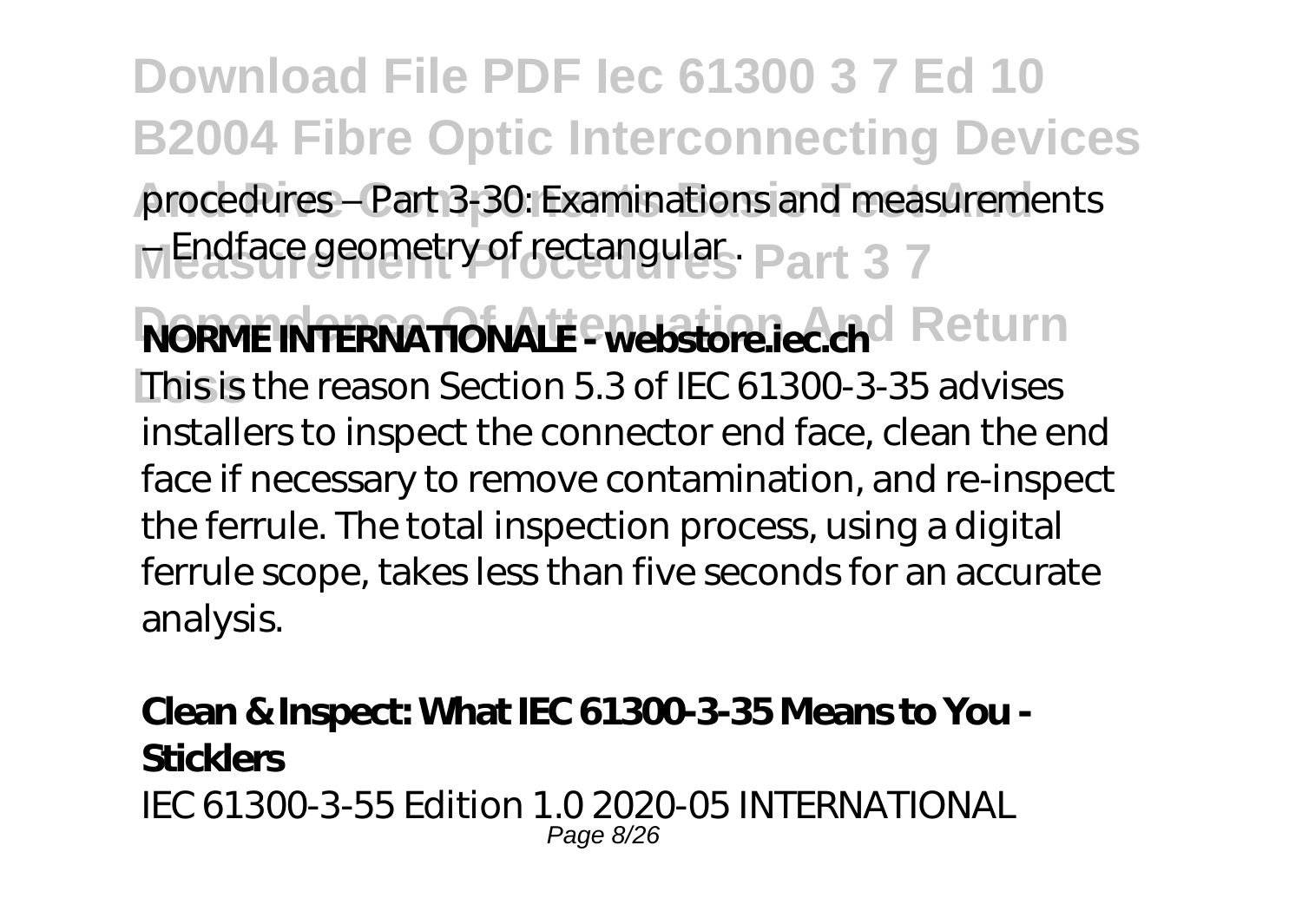procedures – Part 3-30: Examinations and measurements – Endface geometry of rectangular .

**NORME INTERNATIONALE - webstore.iec.ch**

This is the reason Section 5.3 of IEC 61300-3-35 advises installers to inspect the connector end face, clean the end face if necessary to remove contamination, and re-inspect the ferrule. The total inspection process, using a digital ferrule scope, takes less than five seconds for an accurate analysis.

**Clean & Inspect: What IEC 61300-3-35 Means to You - Sticklers**

IEC 61300-3-55 Edition 1.0 2020-05 INTERNATIONAL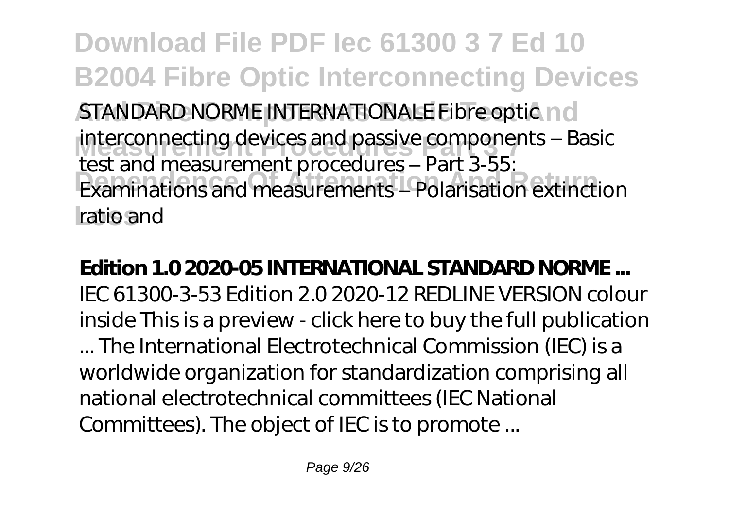STANDARD NORME INTERNATIONALE Fibre optic interconnecting devices and passive components – Basic test and measurement procedures – Part 3-55: Examinations and measurements – Polarisation extinction ratio and

**Edition 1.0 2020-05 INTERNATIONAL STANDARD NORME ...**

IEC 61300-3-53 Edition 2.0 2020-12 REDLINE VERSION colour inside This is a preview - click here to buy the full publication ... The International Electrotechnical Commission (IEC) is a worldwide organization for standardization comprising all national electrotechnical committees (IEC National Committees). The object of IEC is to promote ...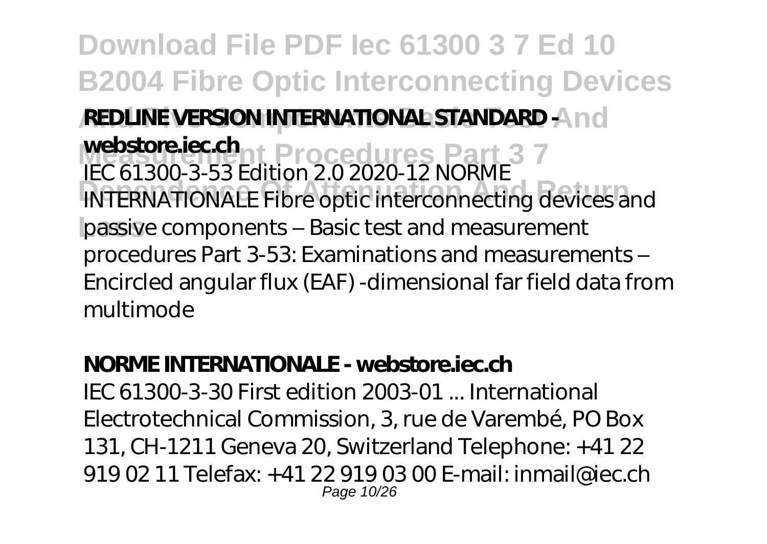**REDLINE VERSION INTERNATIONAL STANDARD - webstore.iec.ch**

IEC 61300-3-53 Edition 2.0 2020-12 NORME INTERNATIONALE Fibre optic interconnecting devices and passive components – Basic test and measurement procedures Part 3-53: Examinations and measurements – Encircled angular flux (EAF) -dimensional far field data from multimode

**NORME INTERNATIONALE - webstore.iec.ch**

IEC 61300-3-30 First edition 2003-01 ... International Electrotechnical Commission, 3, rue de Varembé, PO Box 131, CH-1211 Geneva 20, Switzerland Telephone: +41 22 919 02 11 Telefax: +41 22 919 03 00 E-mail: inmail@iec.ch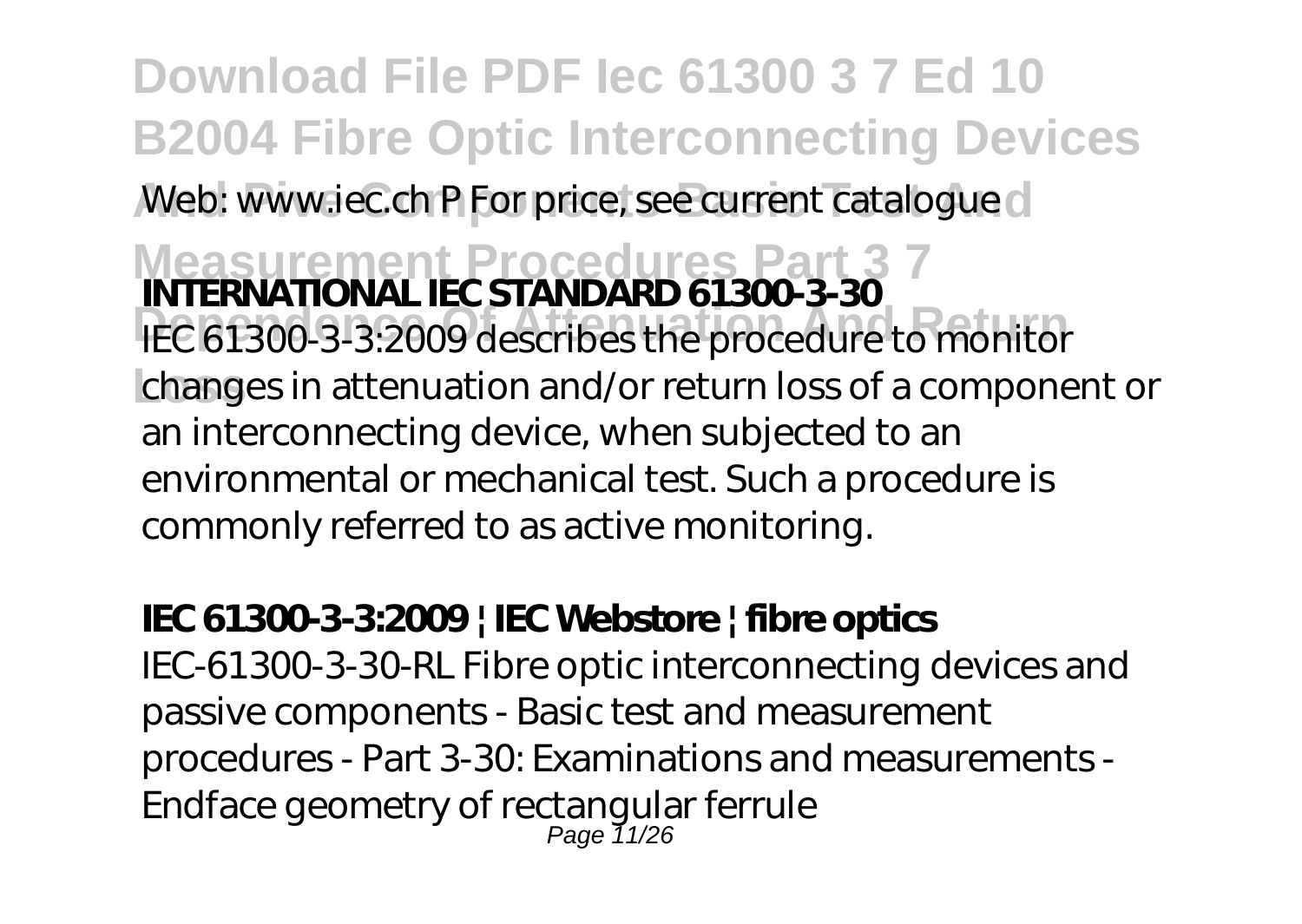Web: www.iec.ch P For price, see current catalogue

**INTERNATIONAL IEC STANDARD 61300-3-30**

IEC 61300-3-3:2009 describes the procedure to monitor changes in attenuation and/or return loss of a component or an interconnecting device, when subjected to an environmental or mechanical test. Such a procedure is commonly referred to as active monitoring.

**IEC 61300-3-3:2009 | IEC Webstore | fibre optics**

IEC-61300-3-30-RL Fibre optic interconnecting devices and passive components - Basic test and measurement procedures - Part 3-30: Examinations and measurements - Endface geometry of rectangular ferrule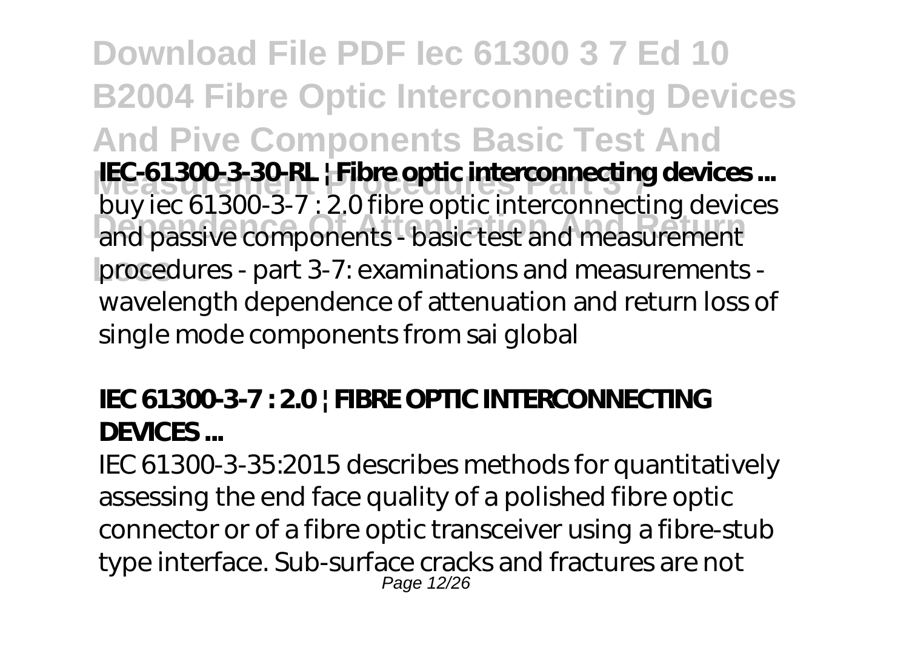**IEC-61300-3-30-RL | Fibre optic interconnecting devices ...**

buy iec 61300-3-7 : 2.0 fibre optic interconnecting devices and passive components - basic test and measurement procedures - part 3-7: examinations and measurements - wavelength dependence of attenuation and return loss of single mode components from sai global

**IEC 61300-3-7 : 2.0 | FIBRE OPTIC INTERCONNECTING DEVICES ...**

IEC 61300-3-35:2015 describes methods for quantitatively assessing the end face quality of a polished fibre optic connector or of a fibre optic transceiver using a fibre-stub type interface. Sub-surface cracks and fractures are not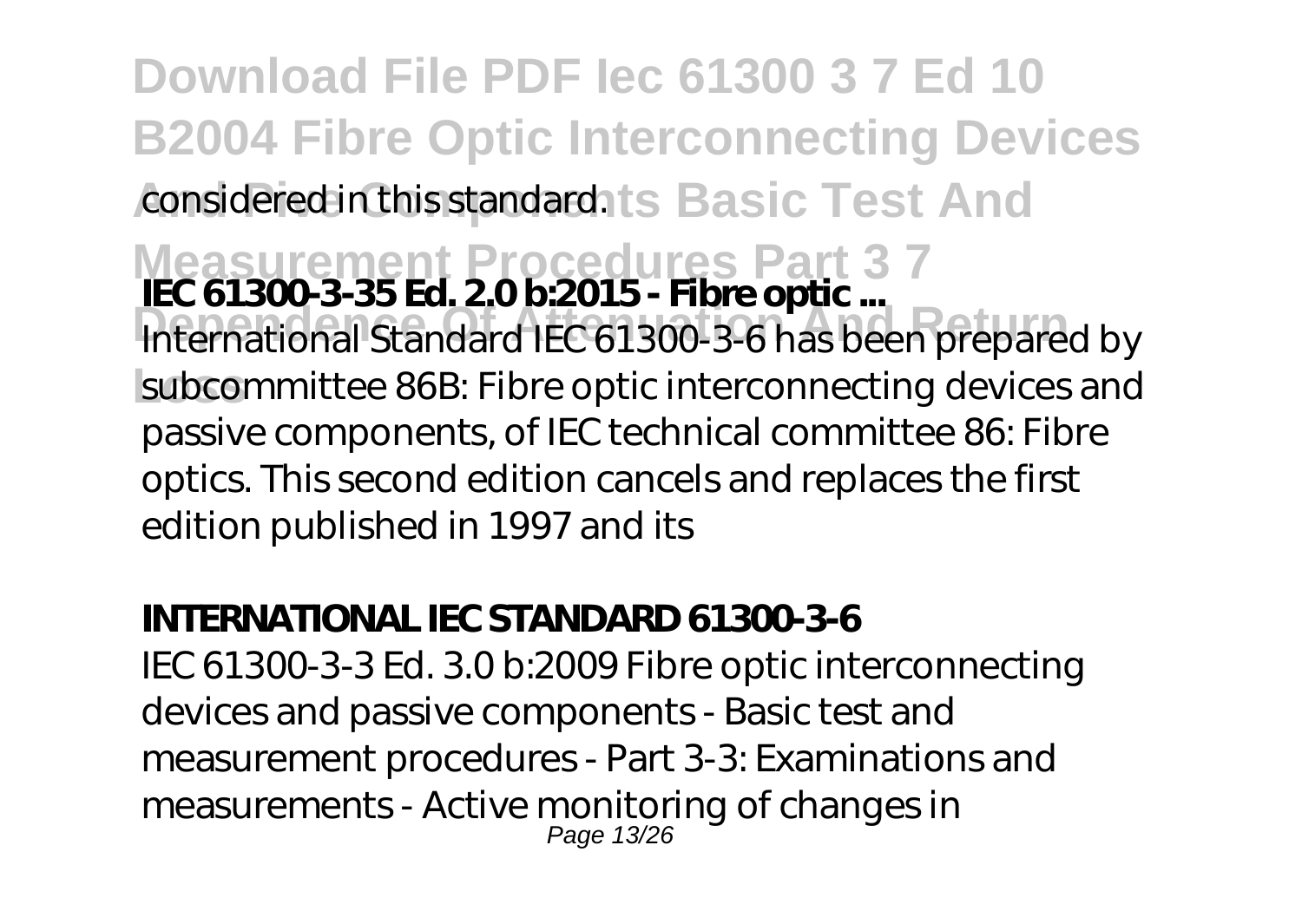considered in this standard.

**IEC 61300-3-35 Ed. 2.0 b:2015 - Fibre optic ...**

International Standard IEC 61300-3-6 has been prepared by subcommittee 86B: Fibre optic interconnecting devices and passive components, of IEC technical committee 86: Fibre optics. This second edition cancels and replaces the first edition published in 1997 and its

**INTERNATIONAL IEC STANDARD 61300-3-6**

IEC 61300-3-3 Ed. 3.0 b:2009 Fibre optic interconnecting devices and passive components - Basic test and measurement procedures - Part 3-3: Examinations and measurements - Active monitoring of changes in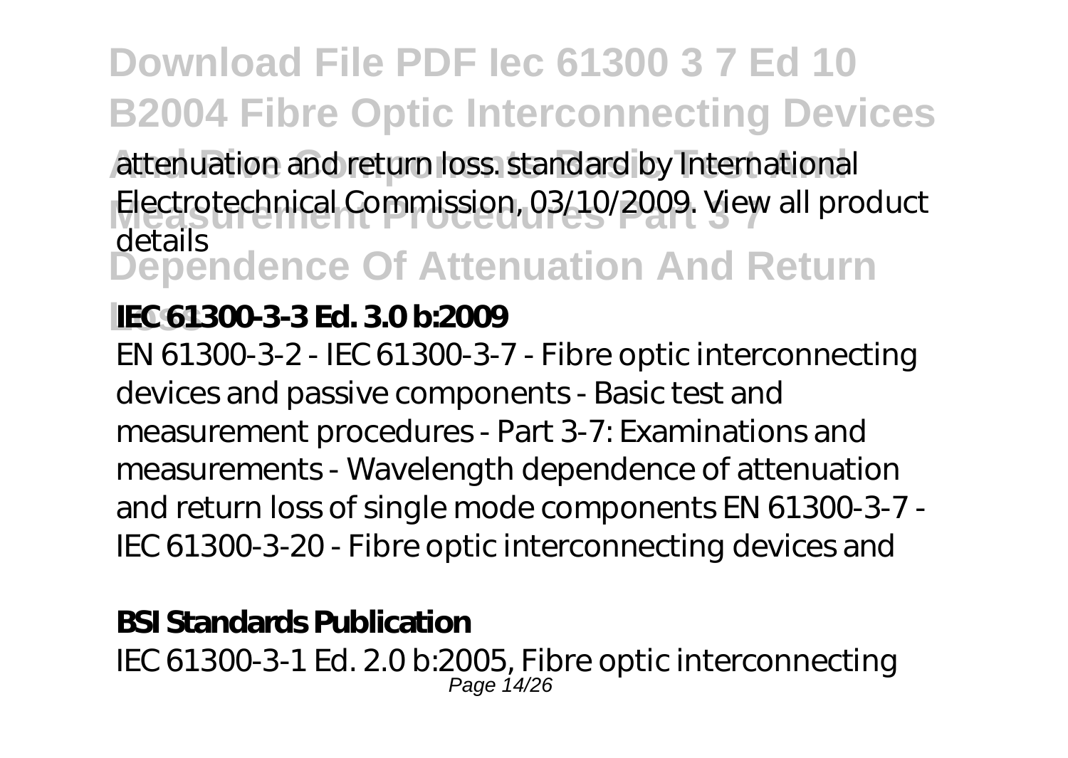attenuation and return loss. standard by International Electrotechnical Commission, 03/10/2009. View all product details

### IEC 61300-3-3 Ed. 3.0 b:2009

EN 61300-3-2 - IEC 61300-3-7 - Fibre optic interconnecting devices and passive components - Basic test and measurement procedures - Part 3-7: Examinations and measurements - Wavelength dependence of attenuation and return loss of single mode components EN 61300-3-7 - IEC 61300-3-20 - Fibre optic interconnecting devices and

### BSI Standards Publication

IEC 61300-3-1 Ed. 2.0 b:2005, Fibre optic interconnecting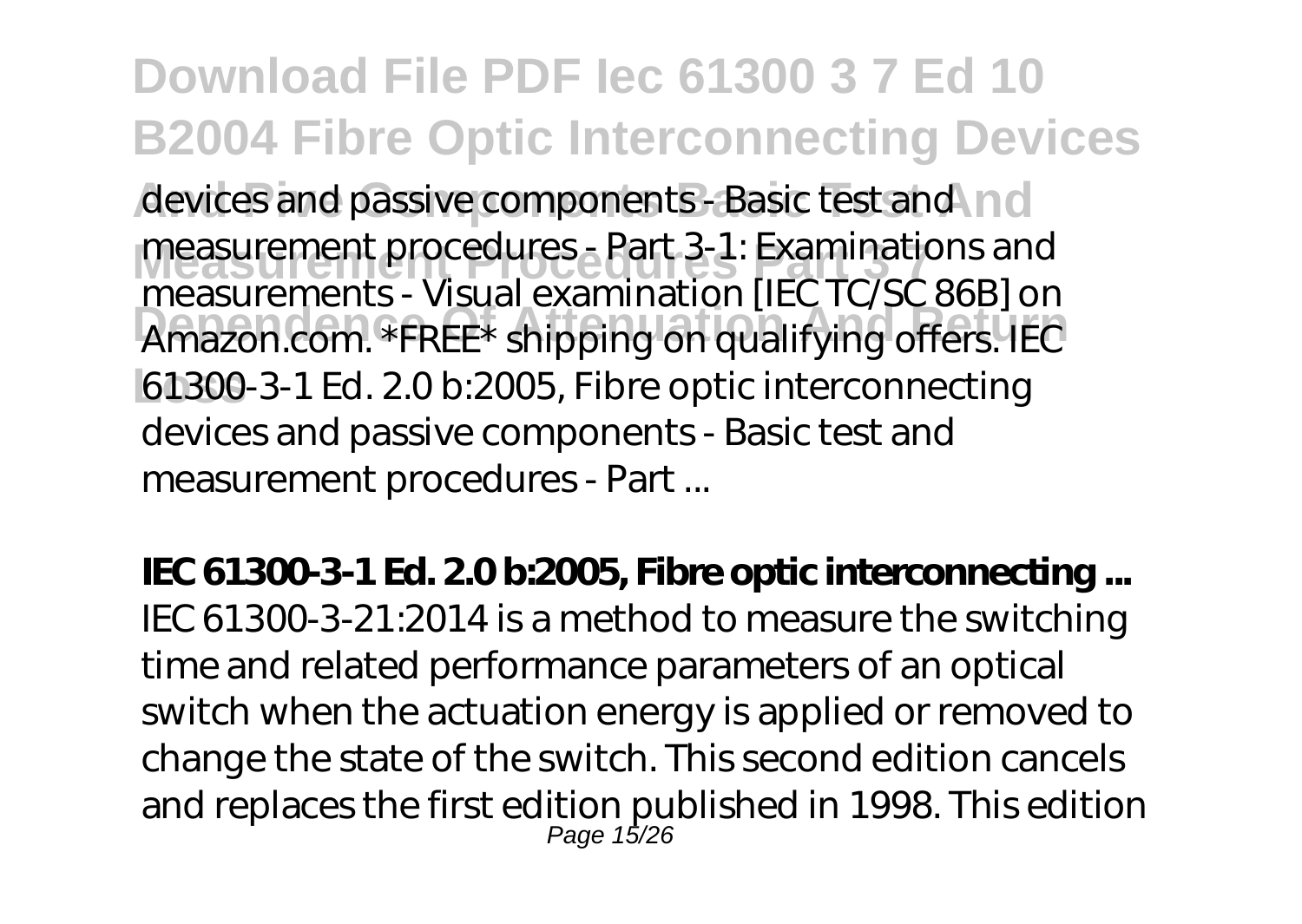devices and passive components - Basic test and measurement procedures - Part 3-1: Examinations and measurements - Visual examination [IEC TC/SC 86B] on Amazon.com. *FREE* shipping on qualifying offers. IEC 61300-3-1 Ed. 2.0 b:2005, Fibre optic interconnecting devices and passive components - Basic test and measurement procedures - Part ...

**IEC 61300-3-1 Ed. 2.0 b:2005, Fibre optic interconnecting ...**

IEC 61300-3-21:2014 is a method to measure the switching time and related performance parameters of an optical switch when the actuation energy is applied or removed to change the state of the switch. This second edition cancels and replaces the first edition published in 1998. This edition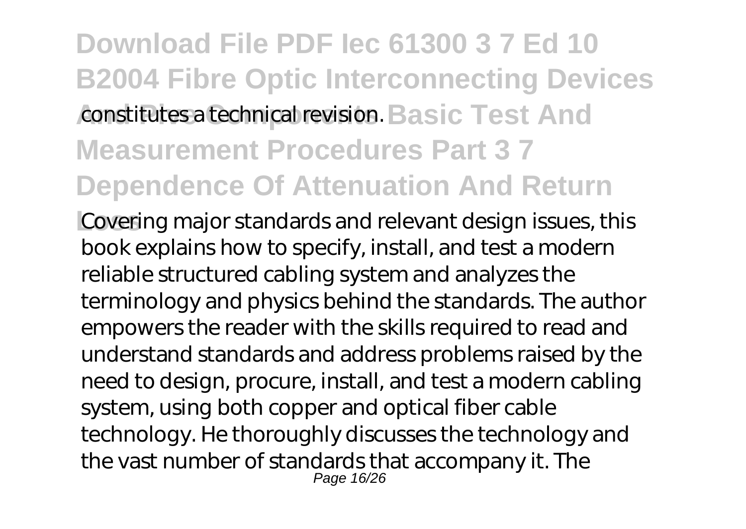constitutes a technical revision.

Covering major standards and relevant design issues, this book explains how to specify, install, and test a modern reliable structured cabling system and analyzes the terminology and physics behind the standards. The author empowers the reader with the skills required to read and understand standards and address problems raised by the need to design, procure, install, and test a modern cabling system, using both copper and optical fiber cable technology. He thoroughly discusses the technology and the vast number of standards that accompany it. The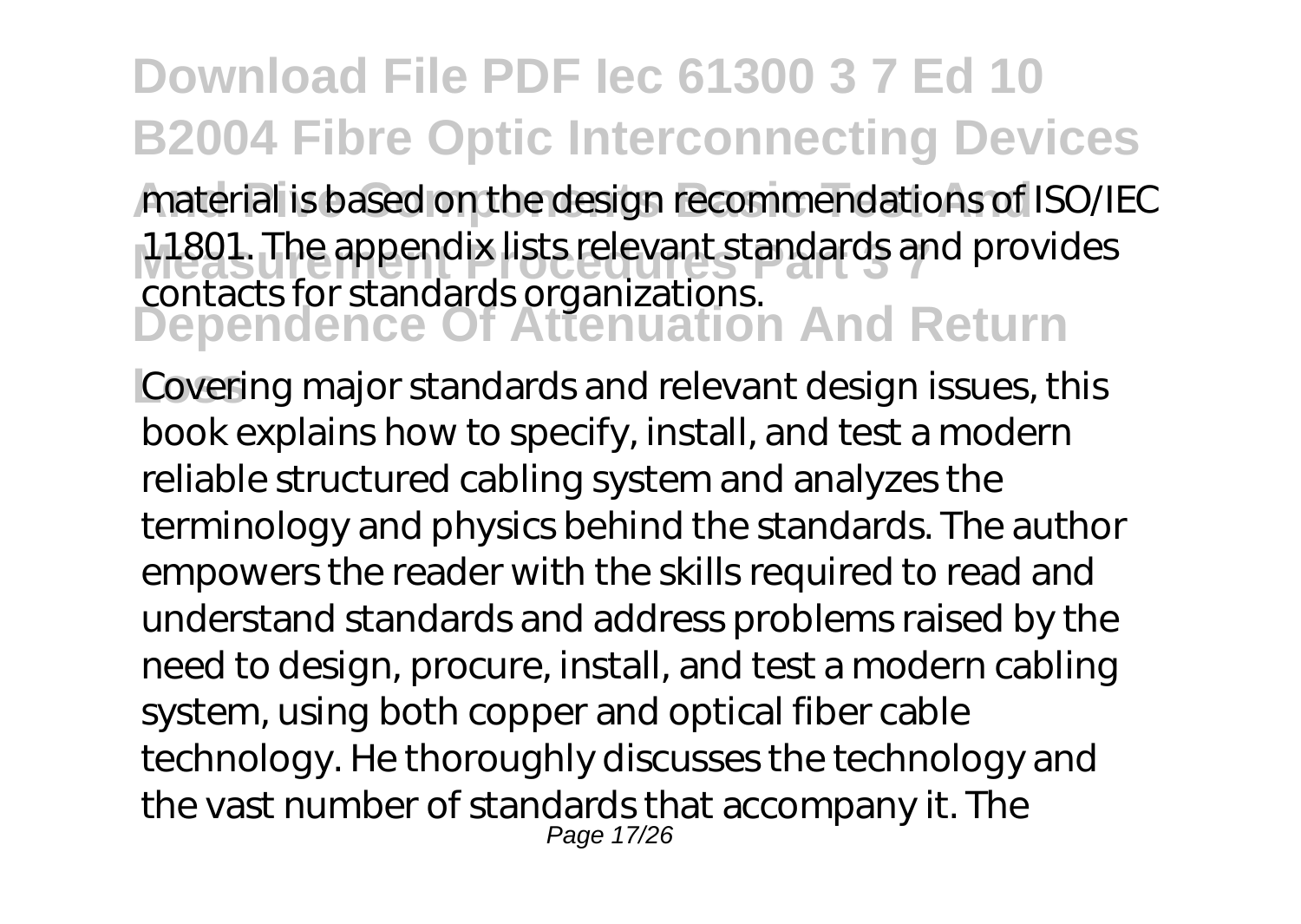material is based on the design recommendations of ISO/IEC 11801. The appendix lists relevant standards and provides contacts for standards organizations.

Covering major standards and relevant design issues, this book explains how to specify, install, and test a modern reliable structured cabling system and analyzes the terminology and physics behind the standards. The author empowers the reader with the skills required to read and understand standards and address problems raised by the need to design, procure, install, and test a modern cabling system, using both copper and optical fiber cable technology. He thoroughly discusses the technology and the vast number of standards that accompany it. The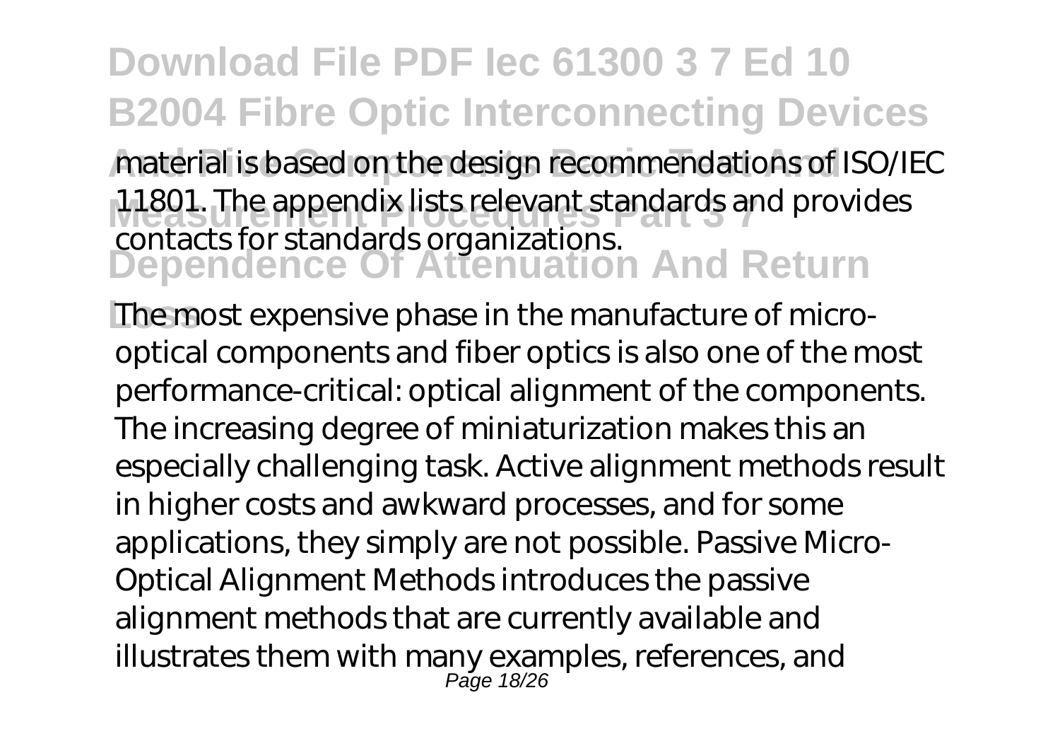material is based on the design recommendations of ISO/IEC 11801. The appendix lists relevant standards and provides contacts for standards organizations.

The most expensive phase in the manufacture of micro-optical components and fiber optics is also one of the most performance-critical: optical alignment of the components. The increasing degree of miniaturization makes this an especially challenging task. Active alignment methods result in higher costs and awkward processes, and for some applications, they simply are not possible. Passive Micro-Optical Alignment Methods introduces the passive alignment methods that are currently available and illustrates them with many examples, references, and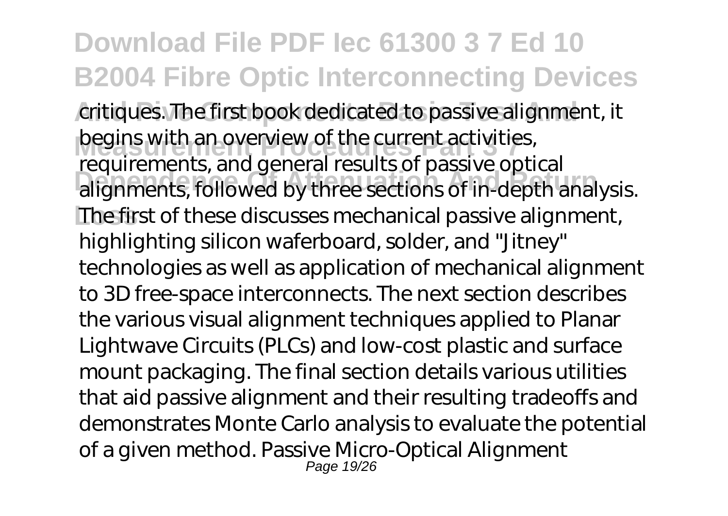critiques. The first book dedicated to passive alignment, it begins with an overview of the current activities, requirements, and general results of passive optical alignments, followed by three sections of in-depth analysis. The first of these discusses mechanical passive alignment, highlighting silicon waferboard, solder, and "Jitney" technologies as well as application of mechanical alignment to 3D free-space interconnects. The next section describes the various visual alignment techniques applied to Planar Lightwave Circuits (PLCs) and low-cost plastic and surface mount packaging. The final section details various utilities that aid passive alignment and their resulting tradeoffs and demonstrates Monte Carlo analysis to evaluate the potential of a given method. Passive Micro-Optical Alignment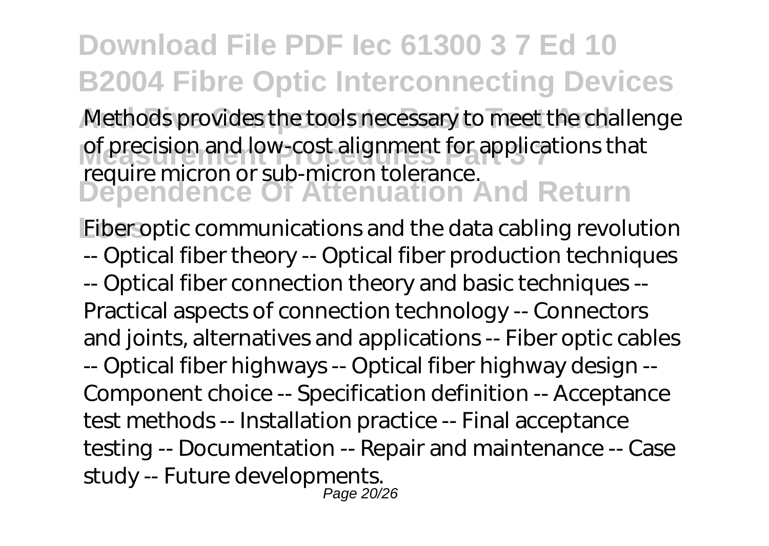Methods provides the tools necessary to meet the challenge of precision and low-cost alignment for applications that require micron or sub-micron tolerance.

Fiber optic communications and the data cabling revolution -- Optical fiber theory -- Optical fiber production techniques -- Optical fiber connection theory and basic techniques -- Practical aspects of connection technology -- Connectors and joints, alternatives and applications -- Fiber optic cables -- Optical fiber highways -- Optical fiber highway design -- Component choice -- Specification definition -- Acceptance test methods -- Installation practice -- Final acceptance testing -- Documentation -- Repair and maintenance -- Case study -- Future developments.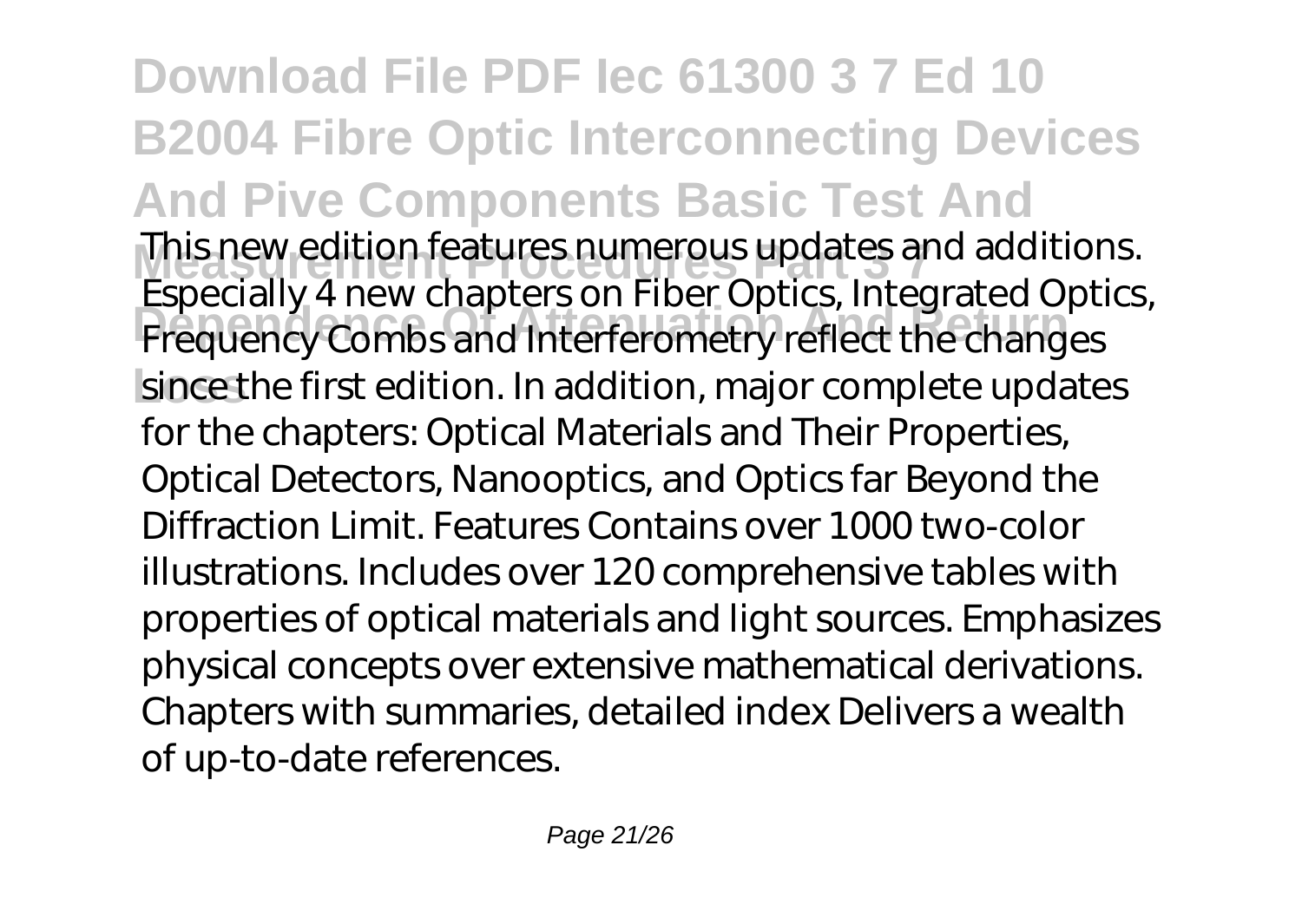This new edition features numerous updates and additions. Especially 4 new chapters on Fiber Optics, Integrated Optics, Frequency Combs and Interferometry reflect the changes since the first edition. In addition, major complete updates for the chapters: Optical Materials and Their Properties, Optical Detectors, Nanooptics, and Optics far Beyond the Diffraction Limit. Features Contains over 1000 two-color illustrations. Includes over 120 comprehensive tables with properties of optical materials and light sources. Emphasizes physical concepts over extensive mathematical derivations. Chapters with summaries, detailed index Delivers a wealth of up-to-date references.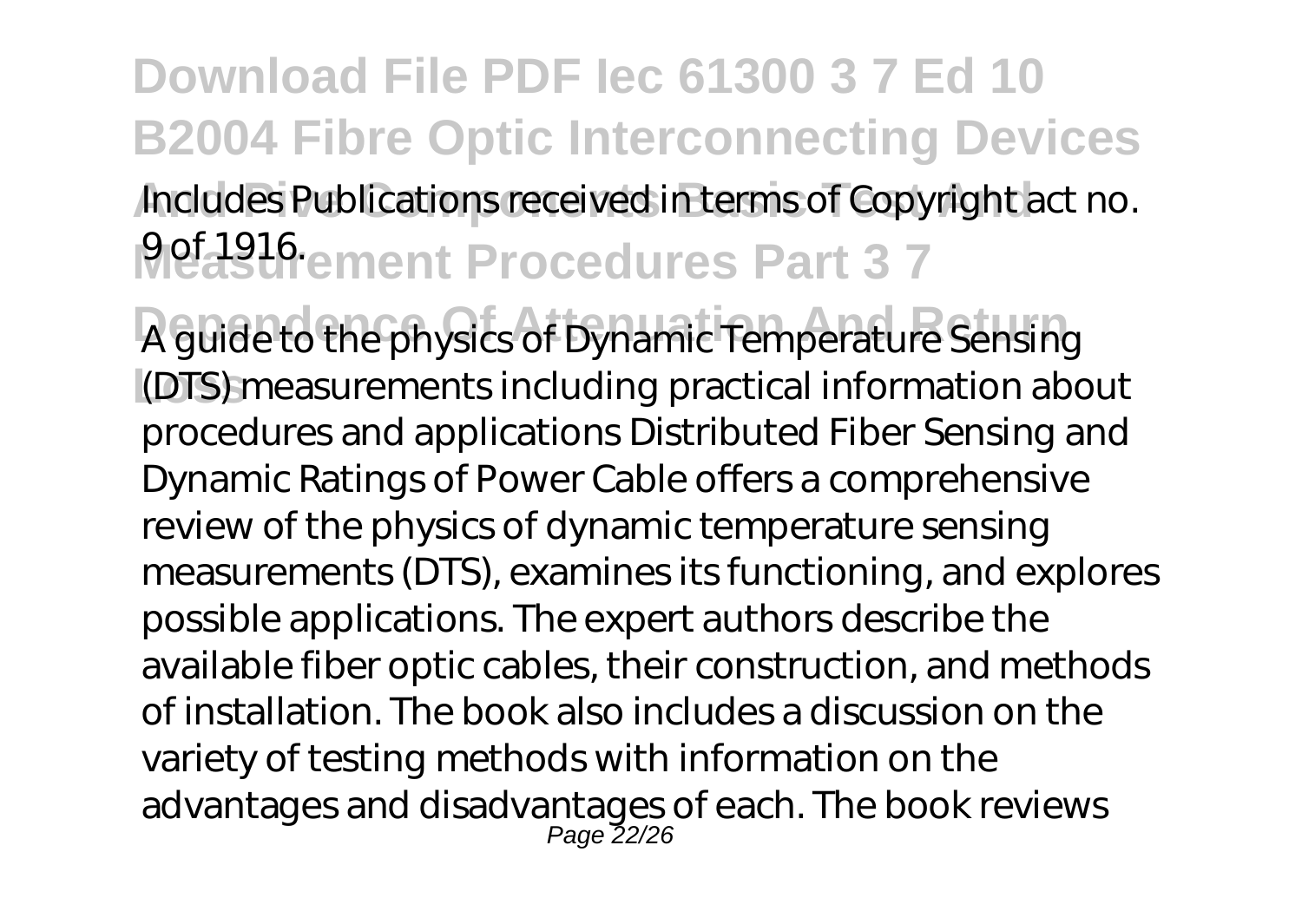Includes Publications received in terms of Copyright act no. 9 of 1916.

A guide to the physics of Dynamic Temperature Sensing (DTS) measurements including practical information about procedures and applications Distributed Fiber Sensing and Dynamic Ratings of Power Cable offers a comprehensive review of the physics of dynamic temperature sensing measurements (DTS), examines its functioning, and explores possible applications. The expert authors describe the available fiber optic cables, their construction, and methods of installation. The book also includes a discussion on the variety of testing methods with information on the advantages and disadvantages of each. The book reviews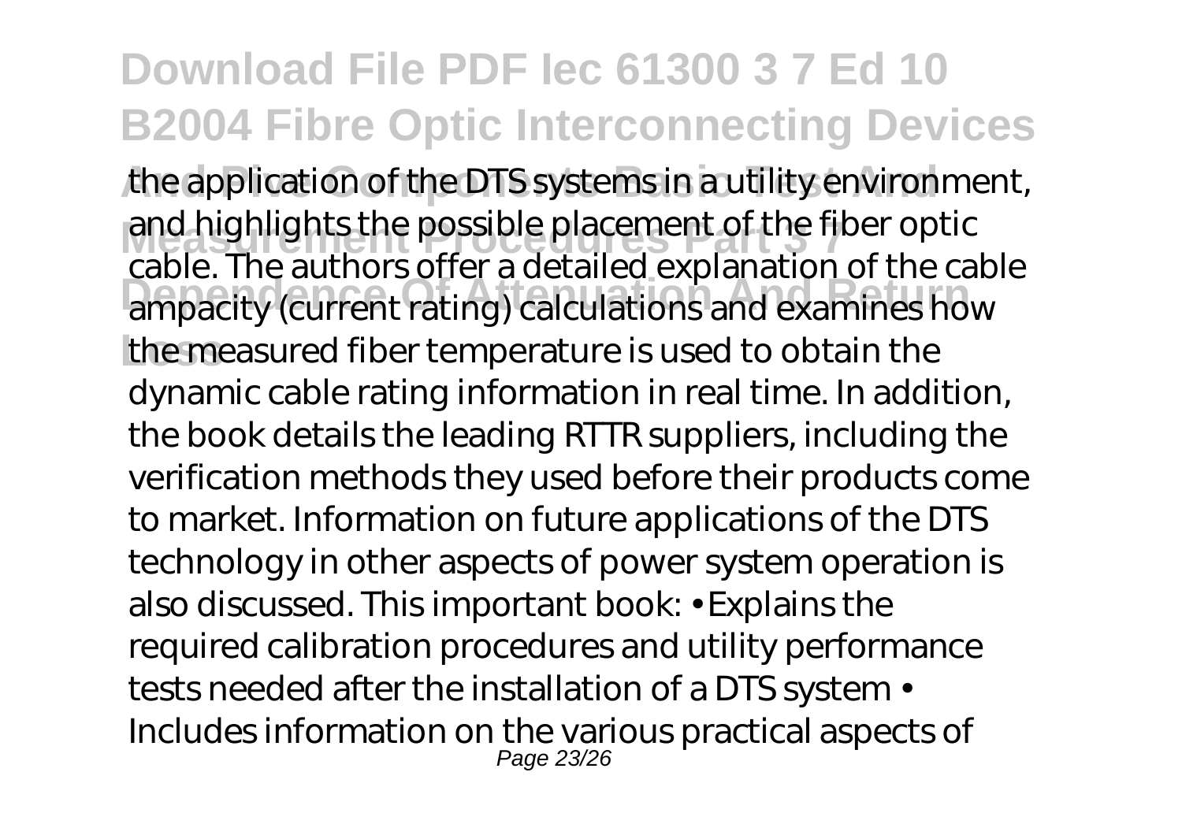the application of the DTS systems in a utility environment, and highlights the possible placement of the fiber optic cable. The authors offer a detailed explanation of the cable ampacity (current rating) calculations and examines how the measured fiber temperature is used to obtain the dynamic cable rating information in real time. In addition, the book details the leading RTTR suppliers, including the verification methods they used before their products come to market. Information on future applications of the DTS technology in other aspects of power system operation is also discussed. This important book: • Explains the required calibration procedures and utility performance tests needed after the installation of a DTS system • Includes information on the various practical aspects of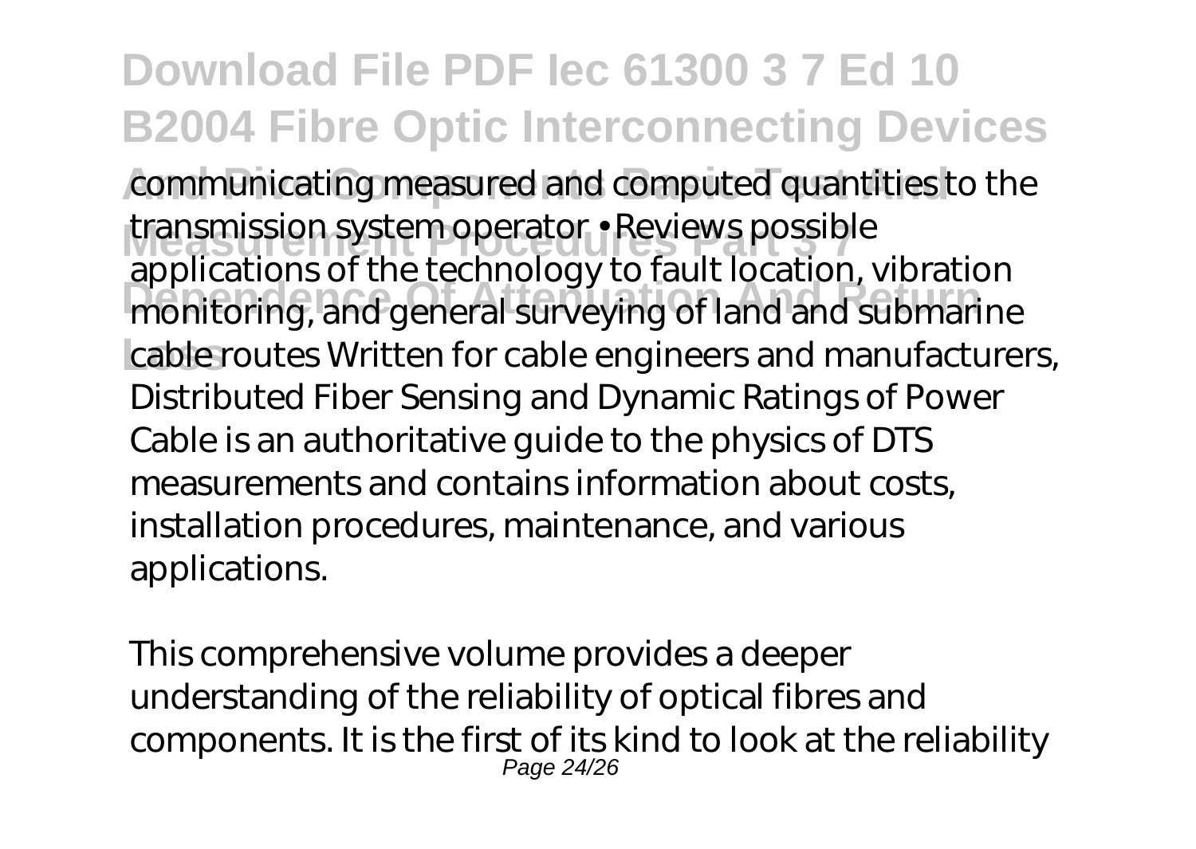communicating measured and computed quantities to the transmission system operator • Reviews possible applications of the technology to fault location, vibration monitoring, and general surveying of land and submarine cable routes Written for cable engineers and manufacturers, Distributed Fiber Sensing and Dynamic Ratings of Power Cable is an authoritative guide to the physics of DTS measurements and contains information about costs, installation procedures, maintenance, and various applications.

This comprehensive volume provides a deeper understanding of the reliability of optical fibres and components. It is the first of its kind to look at the reliability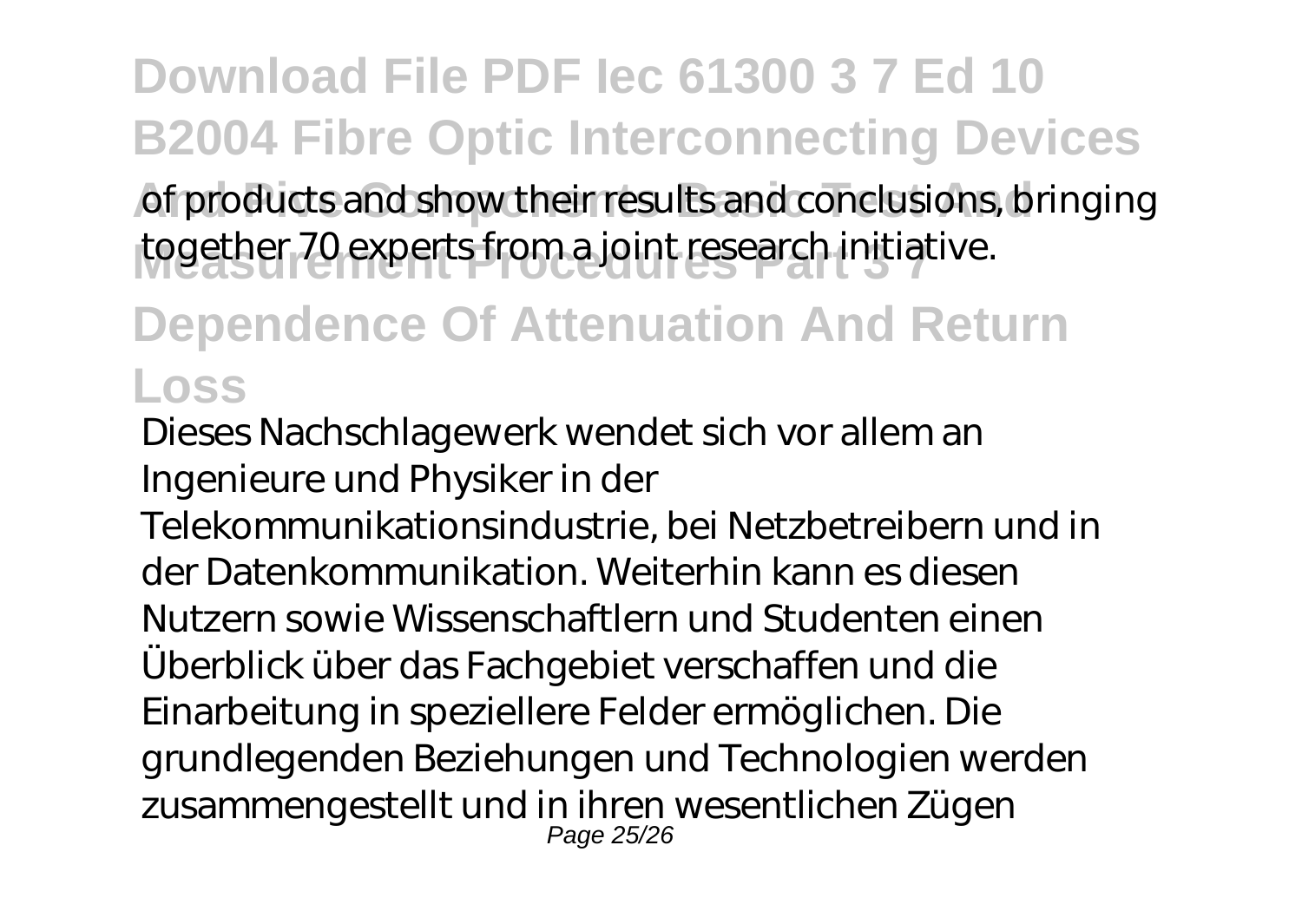of products and show their results and conclusions, bringing together 70 experts from a joint research initiative.

Dieses Nachschlagewerk wendet sich vor allem an Ingenieure und Physiker in der Telekommunikationsindustrie, bei Netzbetreibern und in der Datenkommunikation. Weiterhin kann es diesen Nutzern sowie Wissenschaftlern und Studenten einen Überblick über das Fachgebiet verschaffen und die Einarbeitung in speziellere Felder ermöglichen. Die grundlegenden Beziehungen und Technologien werden zusammengestellt und in ihren wesentlichen Zügen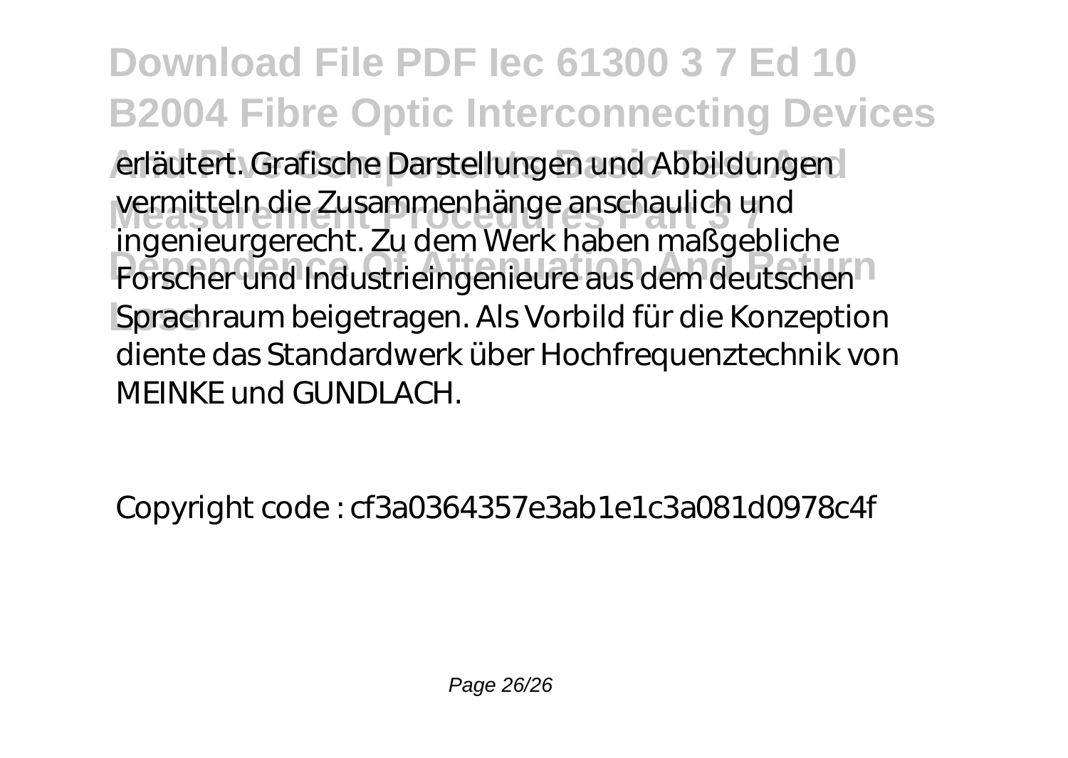erläutert. Grafische Darstellungen und Abbildungen vermitteln die Zusammenhänge anschaulich und ingenieurgerecht. Zu dem Werk haben maßgebliche Forscher und Industrieingenieure aus dem deutschen Sprachraum beigetragen. Als Vorbild für die Konzeption diente das Standardwerk über Hochfrequenztechnik von MEINKE und GUNDLACH.

Copyright code : cf3a0364357e3ab1e1c3a081d0978c4f